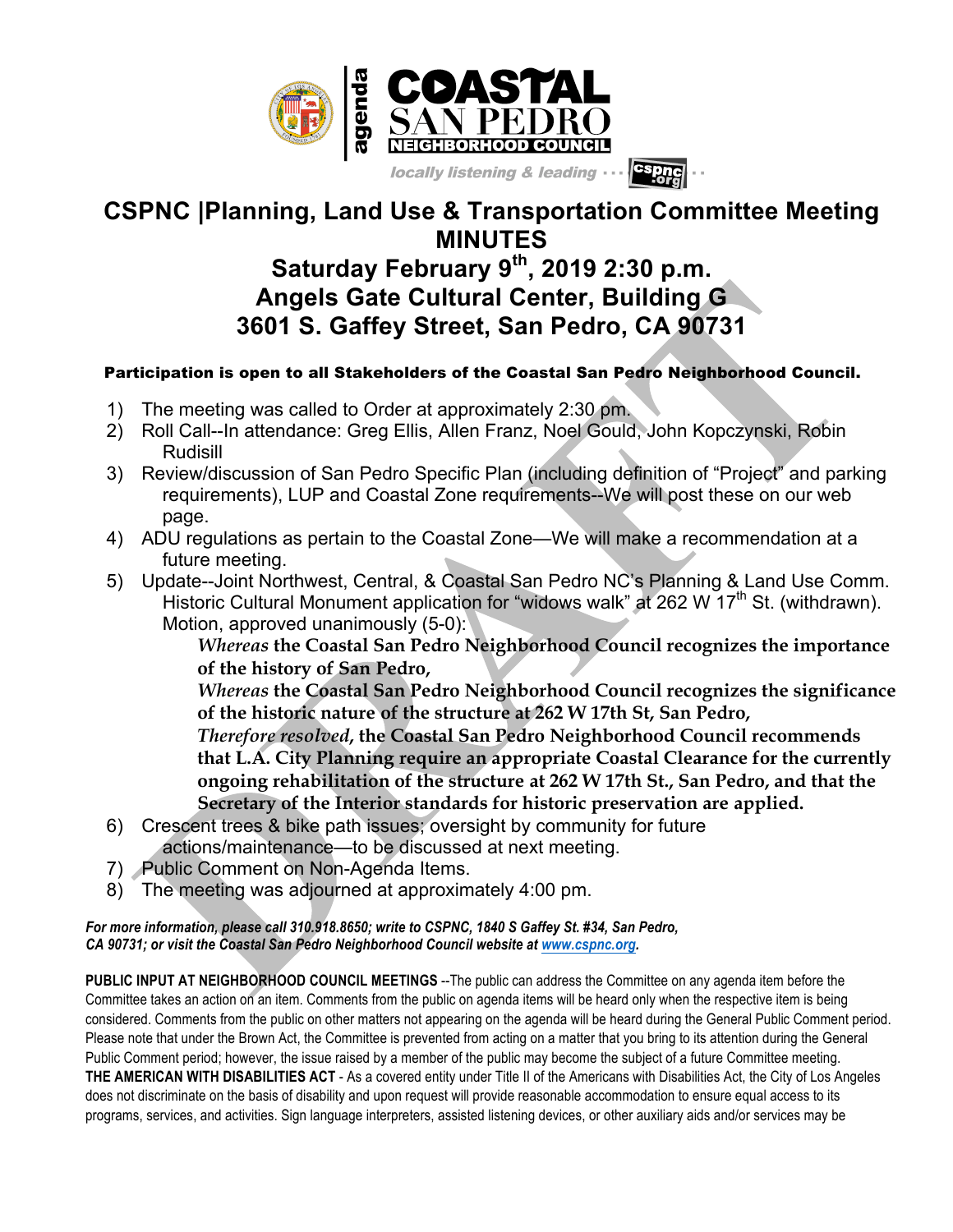agenda

COASTAL SAN PEDRO NEIGHBORHOOD COUNCIL

locally listening & leading ··· cspnc.org ··

# CSPNC |Planning, Land Use & Transportation Committee Meeting MINUTES

## Saturday February 9th, 2019 2:30 p.m.
## Angels Gate Cultural Center, Building G
## 3601 S. Gaffey Street, San Pedro, CA 90731

**Participation is open to all Stakeholders of the Coastal San Pedro Neighborhood Council.**

1) The meeting was called to Order at approximately 2:30 pm.
2) Roll Call--In attendance: Greg Ellis, Allen Franz, Noel Gould, John Kopczynski, Robin Rudisill
3) Review/discussion of San Pedro Specific Plan (including definition of "Project" and parking requirements), LUP and Coastal Zone requirements--We will post these on our web page.
4) ADU regulations as pertain to the Coastal Zone—We will make a recommendation at a future meeting.
5) Update--Joint Northwest, Central, & Coastal San Pedro NC's Planning & Land Use Comm. Historic Cultural Monument application for "widows walk" at 262 W 17th St. (withdrawn). Motion, approved unanimously (5-0):

   ***Whereas* the Coastal San Pedro Neighborhood Council recognizes the importance of the history of San Pedro,**

   ***Whereas* the Coastal San Pedro Neighborhood Council recognizes the significance of the historic nature of the structure at 262 W 17th St, San Pedro,**

   ***Therefore resolved*, the Coastal San Pedro Neighborhood Council recommends that L.A. City Planning require an appropriate Coastal Clearance for the currently ongoing rehabilitation of the structure at 262 W 17th St., San Pedro, and that the Secretary of the Interior standards for historic preservation are applied.**

6) Crescent trees & bike path issues; oversight by community for future actions/maintenance—to be discussed at next meeting.
7) Public Comment on Non-Agenda Items.
8) The meeting was adjourned at approximately 4:00 pm.

***For more information, please call 310.918.8650; write to CSPNC, 1840 S Gaffey St. #34, San Pedro, CA 90731; or visit the Coastal San Pedro Neighborhood Council website at [www.cspnc.org](http://www.cspnc.org).***

**PUBLIC INPUT AT NEIGHBORHOOD COUNCIL MEETINGS** --The public can address the Committee on any agenda item before the Committee takes an action on an item. Comments from the public on agenda items will be heard only when the respective item is being considered. Comments from the public on other matters not appearing on the agenda will be heard during the General Public Comment period. Please note that under the Brown Act, the Committee is prevented from acting on a matter that you bring to its attention during the General Public Comment period; however, the issue raised by a member of the public may become the subject of a future Committee meeting.

**THE AMERICAN WITH DISABILITIES ACT** - As a covered entity under Title II of the Americans with Disabilities Act, the City of Los Angeles does not discriminate on the basis of disability and upon request will provide reasonable accommodation to ensure equal access to its programs, services, and activities. Sign language interpreters, assisted listening devices, or other auxiliary aids and/or services may be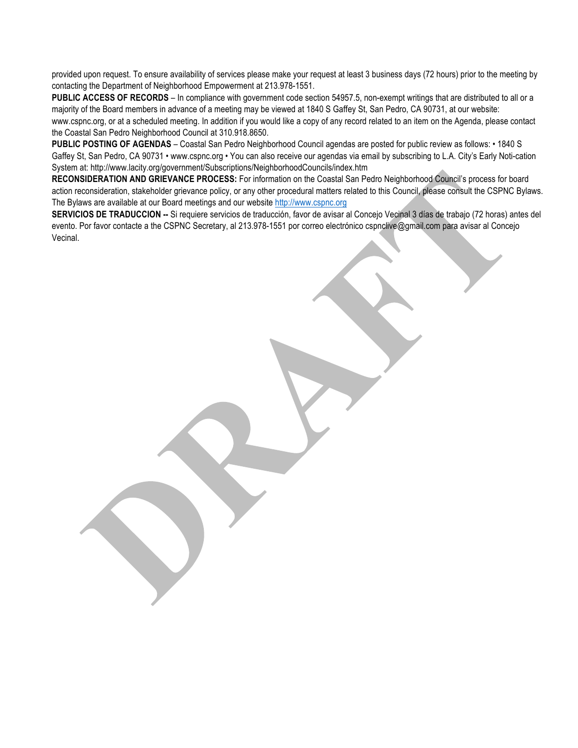provided upon request. To ensure availability of services please make your request at least 3 business days (72 hours) prior to the meeting by contacting the Department of Neighborhood Empowerment at 213.978-1551.

**PUBLIC ACCESS OF RECORDS** – In compliance with government code section 54957.5, non-exempt writings that are distributed to all or a majority of the Board members in advance of a meeting may be viewed at 1840 S Gaffey St, San Pedro, CA 90731, at our website: www.cspnc.org, or at a scheduled meeting. In addition if you would like a copy of any record related to an item on the Agenda, please contact the Coastal San Pedro Neighborhood Council at 310.918.8650.

**PUBLIC POSTING OF AGENDAS** – Coastal San Pedro Neighborhood Council agendas are posted for public review as follows: • 1840 S Gaffey St, San Pedro, CA 90731 • www.cspnc.org • You can also receive our agendas via email by subscribing to L.A. City's Early Noti-cation System at: http://www.lacity.org/government/Subscriptions/NeighborhoodCouncils/index.htm

**RECONSIDERATION AND GRIEVANCE PROCESS:** For information on the Coastal San Pedro Neighborhood Council's process for board action reconsideration, stakeholder grievance policy, or any other procedural matters related to this Council, please consult the CSPNC Bylaws. The Bylaws are available at our Board meetings and our website http://www.cspnc.org

**SERVICIOS DE TRADUCCION --** Si requiere servicios de traducción, favor de avisar al Concejo Vecinal 3 días de trabajo (72 horas) antes del evento. Por favor contacte a the CSPNC Secretary, al 213.978-1551 por correo electrónico cspnclive@gmail.com para avisar al Concejo Vecinal.